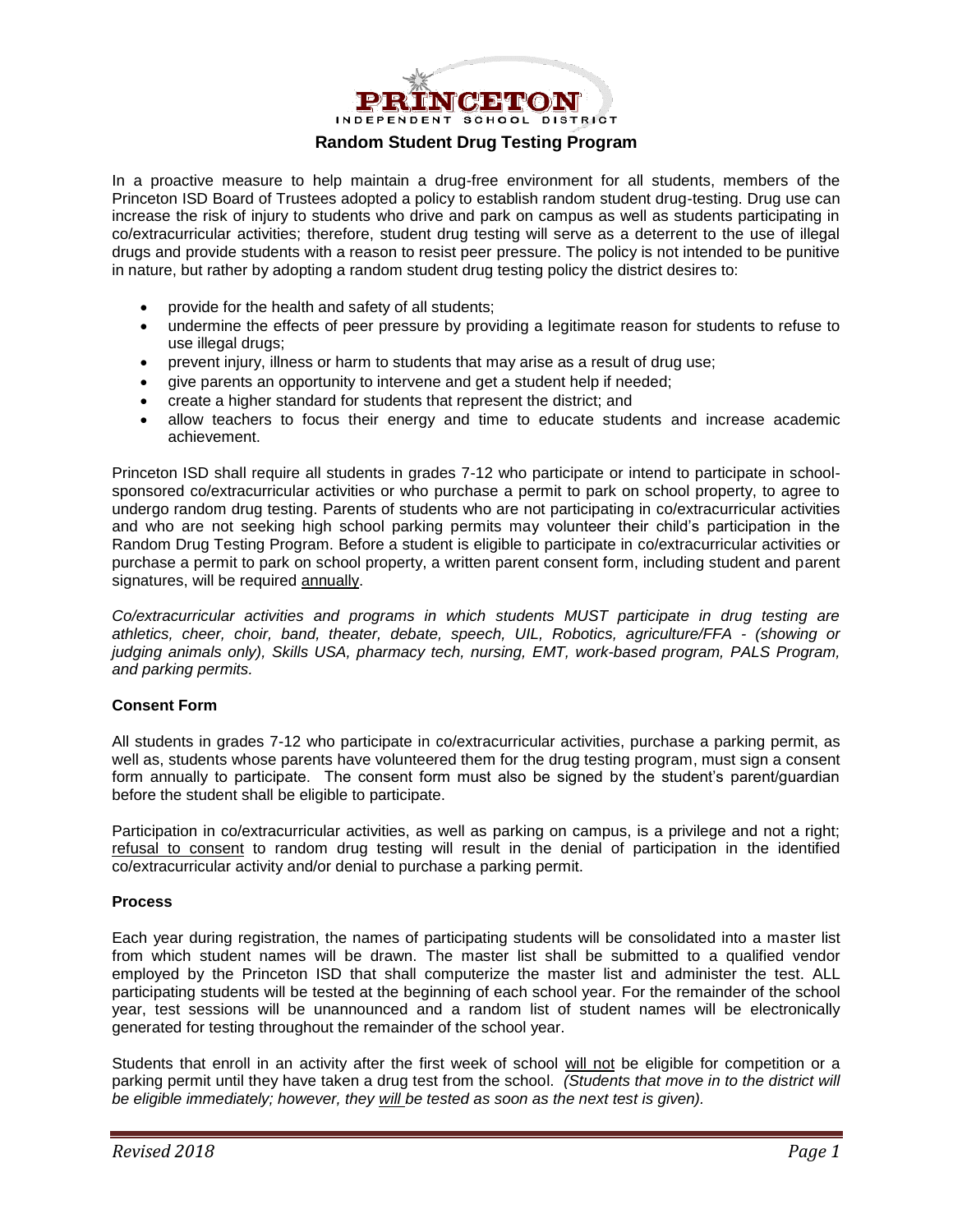PRINCETON
INDEPENDENT SCHOOL DISTRICT

## Random Student Drug Testing Program

In a proactive measure to help maintain a drug-free environment for all students, members of the Princeton ISD Board of Trustees adopted a policy to establish random student drug-testing. Drug use can increase the risk of injury to students who drive and park on campus as well as students participating in co/extracurricular activities; therefore, student drug testing will serve as a deterrent to the use of illegal drugs and provide students with a reason to resist peer pressure. The policy is not intended to be punitive in nature, but rather by adopting a random student drug testing policy the district desires to:

- provide for the health and safety of all students;
- undermine the effects of peer pressure by providing a legitimate reason for students to refuse to use illegal drugs;
- prevent injury, illness or harm to students that may arise as a result of drug use;
- give parents an opportunity to intervene and get a student help if needed;
- create a higher standard for students that represent the district; and
- allow teachers to focus their energy and time to educate students and increase academic achievement.

Princeton ISD shall require all students in grades 7-12 who participate or intend to participate in school-sponsored co/extracurricular activities or who purchase a permit to park on school property, to agree to undergo random drug testing. Parents of students who are not participating in co/extracurricular activities and who are not seeking high school parking permits may volunteer their child's participation in the Random Drug Testing Program. Before a student is eligible to participate in co/extracurricular activities or purchase a permit to park on school property, a written parent consent form, including student and parent signatures, will be required annually.

*Co/extracurricular activities and programs in which students MUST participate in drug testing are athletics, cheer, choir, band, theater, debate, speech, UIL, Robotics, agriculture/FFA - (showing or judging animals only), Skills USA, pharmacy tech, nursing, EMT, work-based program, PALS Program, and parking permits.*

### Consent Form

All students in grades 7-12 who participate in co/extracurricular activities, purchase a parking permit, as well as, students whose parents have volunteered them for the drug testing program, must sign a consent form annually to participate. The consent form must also be signed by the student's parent/guardian before the student shall be eligible to participate.

Participation in co/extracurricular activities, as well as parking on campus, is a privilege and not a right; refusal to consent to random drug testing will result in the denial of participation in the identified co/extracurricular activity and/or denial to purchase a parking permit.

### Process

Each year during registration, the names of participating students will be consolidated into a master list from which student names will be drawn. The master list shall be submitted to a qualified vendor employed by the Princeton ISD that shall computerize the master list and administer the test. ALL participating students will be tested at the beginning of each school year. For the remainder of the school year, test sessions will be unannounced and a random list of student names will be electronically generated for testing throughout the remainder of the school year.

Students that enroll in an activity after the first week of school will not be eligible for competition or a parking permit until they have taken a drug test from the school. *(Students that move in to the district will be eligible immediately; however, they will be tested as soon as the next test is given).*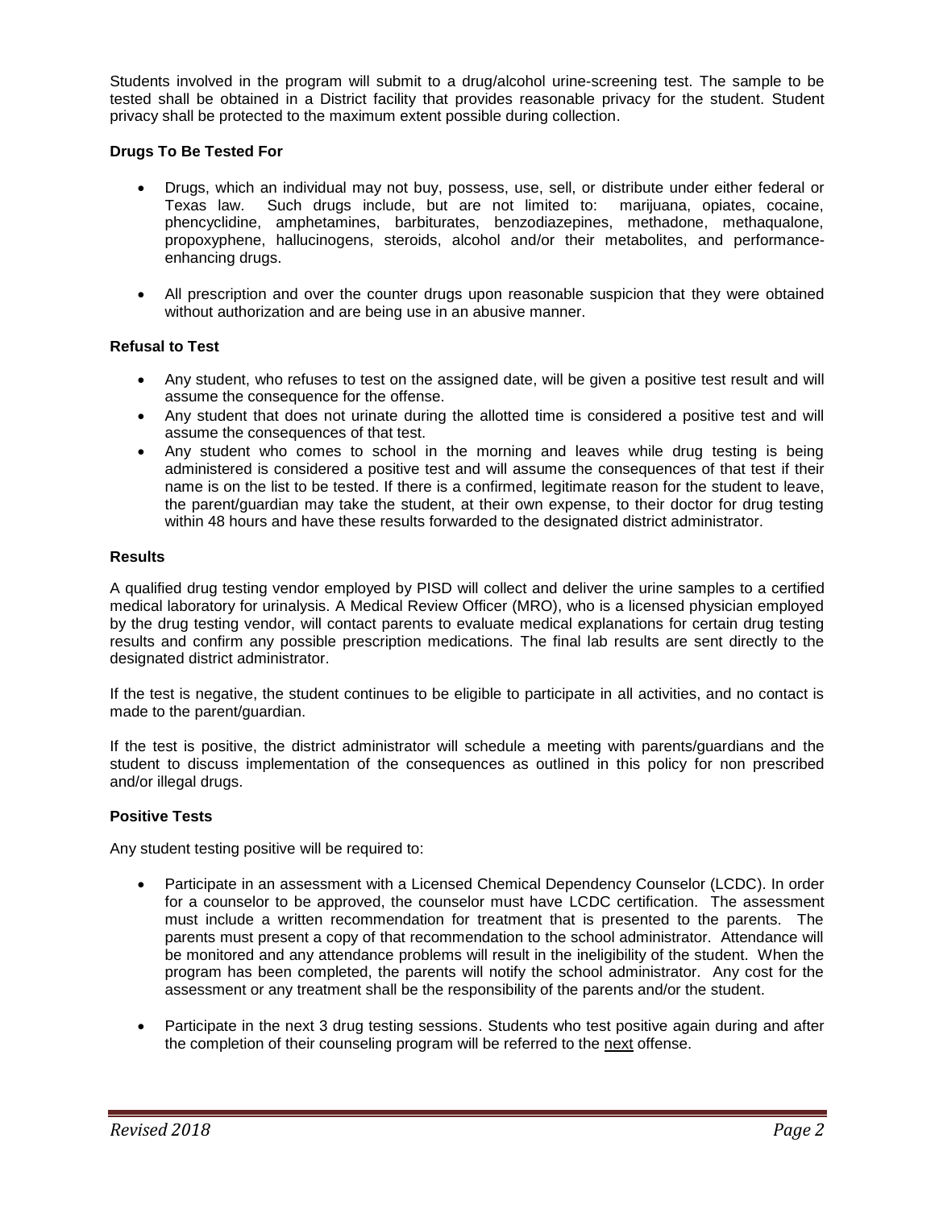Students involved in the program will submit to a drug/alcohol urine-screening test. The sample to be tested shall be obtained in a District facility that provides reasonable privacy for the student. Student privacy shall be protected to the maximum extent possible during collection.

**Drugs To Be Tested For**

- Drugs, which an individual may not buy, possess, use, sell, or distribute under either federal or Texas law. Such drugs include, but are not limited to: marijuana, opiates, cocaine, phencyclidine, amphetamines, barbiturates, benzodiazepines, methadone, methaqualone, propoxyphene, hallucinogens, steroids, alcohol and/or their metabolites, and performance-enhancing drugs.

- All prescription and over the counter drugs upon reasonable suspicion that they were obtained without authorization and are being use in an abusive manner.

**Refusal to Test**

- Any student, who refuses to test on the assigned date, will be given a positive test result and will assume the consequence for the offense.
- Any student that does not urinate during the allotted time is considered a positive test and will assume the consequences of that test.
- Any student who comes to school in the morning and leaves while drug testing is being administered is considered a positive test and will assume the consequences of that test if their name is on the list to be tested. If there is a confirmed, legitimate reason for the student to leave, the parent/guardian may take the student, at their own expense, to their doctor for drug testing within 48 hours and have these results forwarded to the designated district administrator.

**Results**

A qualified drug testing vendor employed by PISD will collect and deliver the urine samples to a certified medical laboratory for urinalysis. A Medical Review Officer (MRO), who is a licensed physician employed by the drug testing vendor, will contact parents to evaluate medical explanations for certain drug testing results and confirm any possible prescription medications. The final lab results are sent directly to the designated district administrator.

If the test is negative, the student continues to be eligible to participate in all activities, and no contact is made to the parent/guardian.

If the test is positive, the district administrator will schedule a meeting with parents/guardians and the student to discuss implementation of the consequences as outlined in this policy for non prescribed and/or illegal drugs.

**Positive Tests**

Any student testing positive will be required to:

- Participate in an assessment with a Licensed Chemical Dependency Counselor (LCDC). In order for a counselor to be approved, the counselor must have LCDC certification. The assessment must include a written recommendation for treatment that is presented to the parents. The parents must present a copy of that recommendation to the school administrator. Attendance will be monitored and any attendance problems will result in the ineligibility of the student. When the program has been completed, the parents will notify the school administrator. Any cost for the assessment or any treatment shall be the responsibility of the parents and/or the student.

- Participate in the next 3 drug testing sessions. Students who test positive again during and after the completion of their counseling program will be referred to the <u>next</u> offense.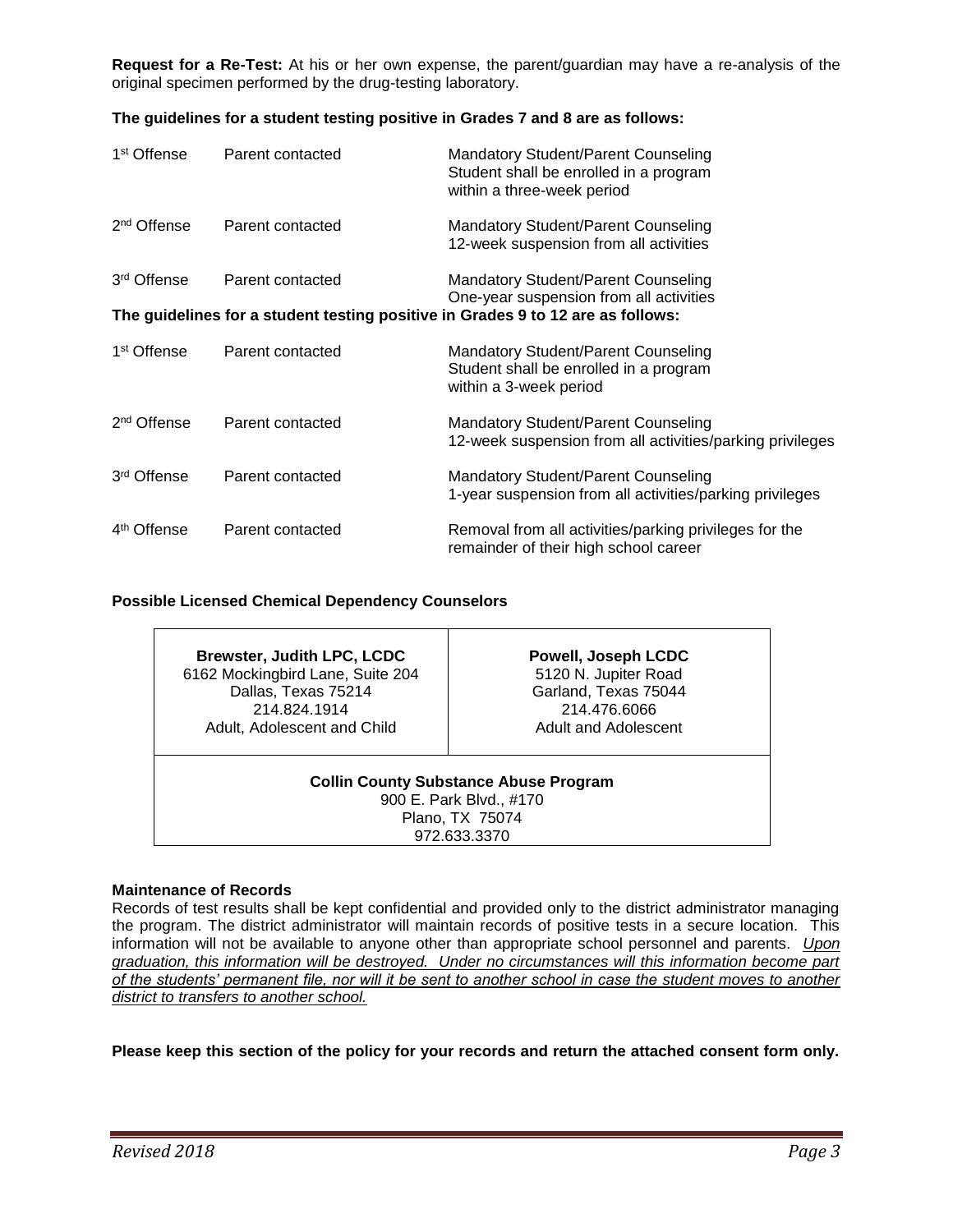**Request for a Re-Test:** At his or her own expense, the parent/guardian may have a re-analysis of the original specimen performed by the drug-testing laboratory.

**The guidelines for a student testing positive in Grades 7 and 8 are as follows:**

| | | |
|---|---|---|
| 1st Offense | Parent contacted | Mandatory Student/Parent Counseling<br>Student shall be enrolled in a program within a three-week period |
| 2nd Offense | Parent contacted | Mandatory Student/Parent Counseling<br>12-week suspension from all activities |
| 3rd Offense | Parent contacted | Mandatory Student/Parent Counseling<br>One-year suspension from all activities |

**The guidelines for a student testing positive in Grades 9 to 12 are as follows:**

| | | |
|---|---|---|
| 1st Offense | Parent contacted | Mandatory Student/Parent Counseling<br>Student shall be enrolled in a program within a 3-week period |
| 2nd Offense | Parent contacted | Mandatory Student/Parent Counseling<br>12-week suspension from all activities/parking privileges |
| 3rd Offense | Parent contacted | Mandatory Student/Parent Counseling<br>1-year suspension from all activities/parking privileges |
| 4th Offense | Parent contacted | Removal from all activities/parking privileges for the remainder of their high school career |

**Possible Licensed Chemical Dependency Counselors**

| | |
|---|---|
| **Brewster, Judith LPC, LCDC**<br>6162 Mockingbird Lane, Suite 204<br>Dallas, Texas 75214<br>214.824.1914<br>Adult, Adolescent and Child | **Powell, Joseph LCDC**<br>5120 N. Jupiter Road<br>Garland, Texas 75044<br>214.476.6066<br>Adult and Adolescent |
| **Collin County Substance Abuse Program**<br>900 E. Park Blvd., #170<br>Plano, TX 75074<br>972.633.3370 | |

**Maintenance of Records**

Records of test results shall be kept confidential and provided only to the district administrator managing the program. The district administrator will maintain records of positive tests in a secure location. This information will not be available to anyone other than appropriate school personnel and parents. *Upon graduation, this information will be destroyed. Under no circumstances will this information become part of the students' permanent file, nor will it be sent to another school in case the student moves to another district to transfers to another school.*

**Please keep this section of the policy for your records and return the attached consent form only.**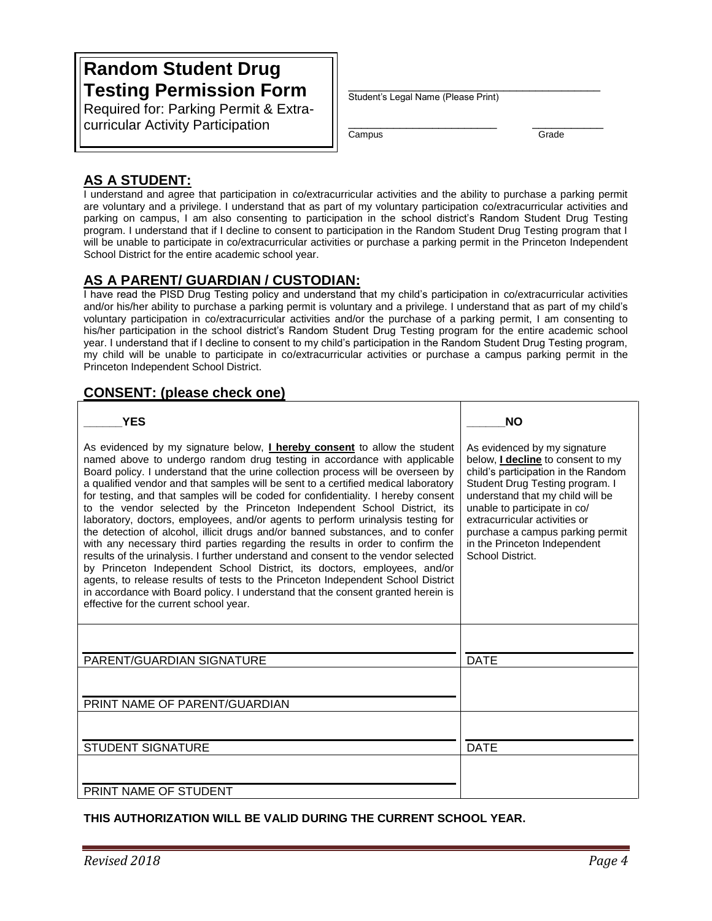# Random Student Drug Testing Permission Form

Required for: Parking Permit & Extra-curricular Activity Participation

\_\_\_\_\_\_\_\_\_\_\_\_\_\_\_\_\_\_\_\_\_\_\_\_\_\_\_\_\_\_\_\_\_\_\_\_\_\_\_\_\_\_
Student's Legal Name (Please Print)

\_\_\_\_\_\_\_\_\_\_\_\_\_\_\_\_\_\_\_\_\_\_\_\_\_ \_\_\_\_\_\_\_\_\_\_\_\_
Campus Grade

## AS A STUDENT:

I understand and agree that participation in co/extracurricular activities and the ability to purchase a parking permit are voluntary and a privilege. I understand that as part of my voluntary participation co/extracurricular activities and parking on campus, I am also consenting to participation in the school district's Random Student Drug Testing program. I understand that if I decline to consent to participation in the Random Student Drug Testing program that I will be unable to participate in co/extracurricular activities or purchase a parking permit in the Princeton Independent School District for the entire academic school year.

## AS A PARENT/ GUARDIAN / CUSTODIAN:

I have read the PISD Drug Testing policy and understand that my child's participation in co/extracurricular activities and/or his/her ability to purchase a parking permit is voluntary and a privilege. I understand that as part of my child's voluntary participation in co/extracurricular activities and/or the purchase of a parking permit, I am consenting to his/her participation in the school district's Random Student Drug Testing program for the entire academic school year. I understand that if I decline to consent to my child's participation in the Random Student Drug Testing program, my child will be unable to participate in co/extracurricular activities or purchase a campus parking permit in the Princeton Independent School District.

## CONSENT: (please check one)

| | |
|---|---|
| **\_\_\_\_\_\_YES**<br><br>As evidenced by my signature below, **I hereby consent** to allow the student named above to undergo random drug testing in accordance with applicable Board policy. I understand that the urine collection process will be overseen by a qualified vendor and that samples will be sent to a certified medical laboratory for testing, and that samples will be coded for confidentiality. I hereby consent to the vendor selected by the Princeton Independent School District, its laboratory, doctors, employees, and/or agents to perform urinalysis testing for the detection of alcohol, illicit drugs and/or banned substances, and to confer with any necessary third parties regarding the results in order to confirm the results of the urinalysis. I further understand and consent to the vendor selected by Princeton Independent School District, its doctors, employees, and/or agents, to release results of tests to the Princeton Independent School District in accordance with Board policy. I understand that the consent granted herein is effective for the current school year. | **\_\_\_\_\_\_NO**<br><br>As evidenced by my signature below, **I decline** to consent to my child's participation in the Random Student Drug Testing program. I understand that my child will be unable to participate in co/ extracurricular activities or purchase a campus parking permit in the Princeton Independent School District. |
| PARENT/GUARDIAN SIGNATURE | DATE |
| PRINT NAME OF PARENT/GUARDIAN | |
| STUDENT SIGNATURE | DATE |
| PRINT NAME OF STUDENT | |

**THIS AUTHORIZATION WILL BE VALID DURING THE CURRENT SCHOOL YEAR.**

*Revised 2018*